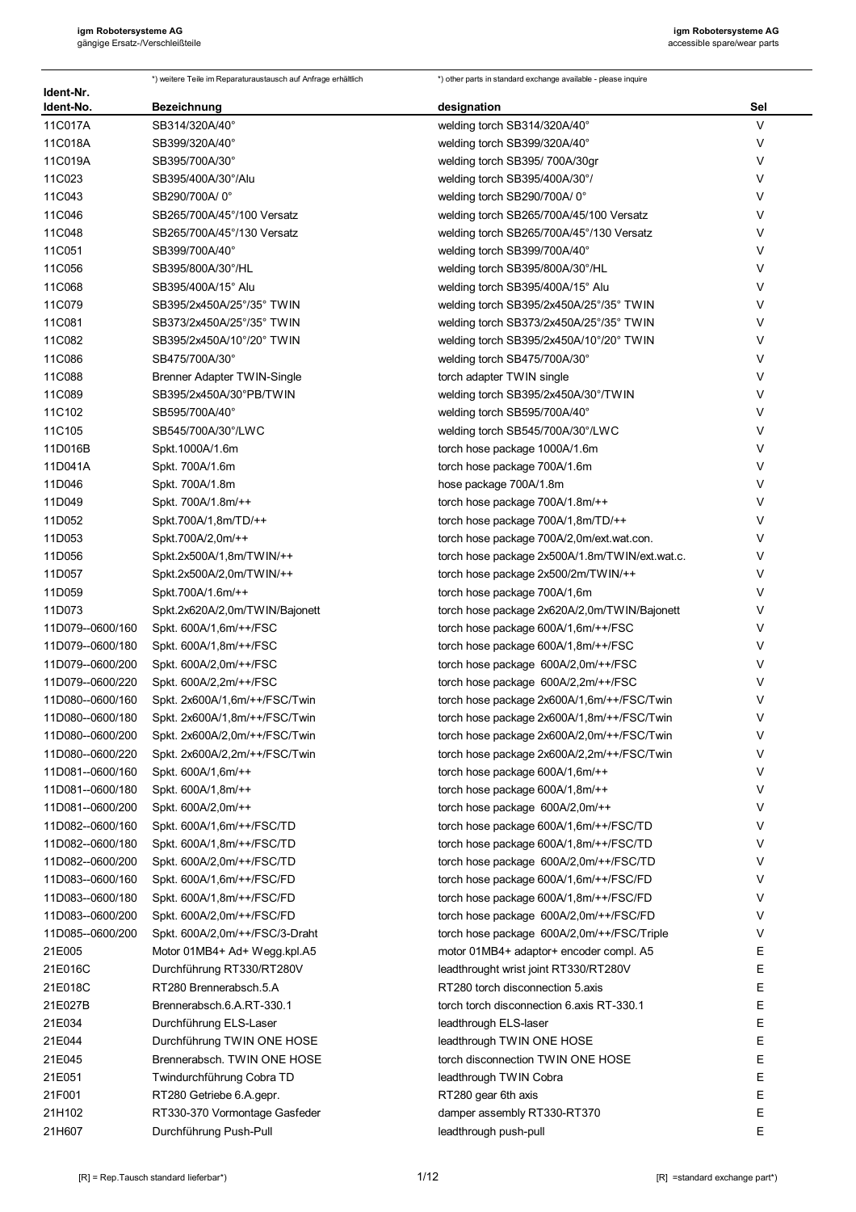*) weitere Teile im Reparaturaustausch auf Anfrage erhältlich

*) other parts in standard exchange available - please inquire

| Ident-Nr. Ident-No. | Bezeichnung | designation | Sel |
|---|---|---|---|
| 11C017A | SB314/320A/40° | welding torch SB314/320A/40° | V |
| 11C018A | SB399/320A/40° | welding torch SB399/320A/40° | V |
| 11C019A | SB395/700A/30° | welding torch SB395/ 700A/30gr | V |
| 11C023 | SB395/400A/30°/Alu | welding torch SB395/400A/30°/ | V |
| 11C043 | SB290/700A/ 0° | welding torch SB290/700A/ 0° | V |
| 11C046 | SB265/700A/45°/100 Versatz | welding torch SB265/700A/45/100 Versatz | V |
| 11C048 | SB265/700A/45°/130 Versatz | welding torch SB265/700A/45°/130 Versatz | V |
| 11C051 | SB399/700A/40° | welding torch SB399/700A/40° | V |
| 11C056 | SB395/800A/30°/HL | welding torch SB395/800A/30°/HL | V |
| 11C068 | SB395/400A/15° Alu | welding torch SB395/400A/15° Alu | V |
| 11C079 | SB395/2x450A/25°/35° TWIN | welding torch SB395/2x450A/25°/35° TWIN | V |
| 11C081 | SB373/2x450A/25°/35° TWIN | welding torch SB373/2x450A/25°/35° TWIN | V |
| 11C082 | SB395/2x450A/10°/20° TWIN | welding torch SB395/2x450A/10°/20° TWIN | V |
| 11C086 | SB475/700A/30° | welding torch SB475/700A/30° | V |
| 11C088 | Brenner Adapter TWIN-Single | torch adapter TWIN single | V |
| 11C089 | SB395/2x450A/30°PB/TWIN | welding torch SB395/2x450A/30°/TWIN | V |
| 11C102 | SB595/700A/40° | welding torch SB595/700A/40° | V |
| 11C105 | SB545/700A/30°/LWC | welding torch SB545/700A/30°/LWC | V |
| 11D016B | Spkt.1000A/1.6m | torch hose package 1000A/1.6m | V |
| 11D041A | Spkt. 700A/1.6m | torch hose package 700A/1.6m | V |
| 11D046 | Spkt. 700A/1.8m | hose package 700A/1.8m | V |
| 11D049 | Spkt. 700A/1.8m/++ | torch hose package 700A/1.8m/++ | V |
| 11D052 | Spkt.700A/1,8m/TD/++ | torch hose package 700A/1,8m/TD/++ | V |
| 11D053 | Spkt.700A/2,0m/++ | torch hose package 700A/2,0m/ext.wat.con. | V |
| 11D056 | Spkt.2x500A/1,8m/TWIN/++ | torch hose package 2x500A/1.8m/TWIN/ext.wat.c. | V |
| 11D057 | Spkt.2x500A/2,0m/TWIN/++ | torch hose package 2x500/2m/TWIN/++ | V |
| 11D059 | Spkt.700A/1.6m/++ | torch hose package 700A/1,6m | V |
| 11D073 | Spkt.2x620A/2,0m/TWIN/Bajonett | torch hose package 2x620A/2,0m/TWIN/Bajonett | V |
| 11D079--0600/160 | Spkt. 600A/1,6m/++/FSC | torch hose package 600A/1,6m/++/FSC | V |
| 11D079--0600/180 | Spkt. 600A/1,8m/++/FSC | torch hose package 600A/1,8m/++/FSC | V |
| 11D079--0600/200 | Spkt. 600A/2,0m/++/FSC | torch hose package 600A/2,0m/++/FSC | V |
| 11D079--0600/220 | Spkt. 600A/2,2m/++/FSC | torch hose package 600A/2,2m/++/FSC | V |
| 11D080--0600/160 | Spkt. 2x600A/1,6m/++/FSC/Twin | torch hose package 2x600A/1,6m/++/FSC/Twin | V |
| 11D080--0600/180 | Spkt. 2x600A/1,8m/++/FSC/Twin | torch hose package 2x600A/1,8m/++/FSC/Twin | V |
| 11D080--0600/200 | Spkt. 2x600A/2,0m/++/FSC/Twin | torch hose package 2x600A/2,0m/++/FSC/Twin | V |
| 11D080--0600/220 | Spkt. 2x600A/2,2m/++/FSC/Twin | torch hose package 2x600A/2,2m/++/FSC/Twin | V |
| 11D081--0600/160 | Spkt. 600A/1,6m/++ | torch hose package 600A/1,6m/++ | V |
| 11D081--0600/180 | Spkt. 600A/1,8m/++ | torch hose package 600A/1,8m/++ | V |
| 11D081--0600/200 | Spkt. 600A/2,0m/++ | torch hose package 600A/2,0m/++ | V |
| 11D082--0600/160 | Spkt. 600A/1,6m/++/FSC/TD | torch hose package 600A/1,6m/++/FSC/TD | V |
| 11D082--0600/180 | Spkt. 600A/1,8m/++/FSC/TD | torch hose package 600A/1,8m/++/FSC/TD | V |
| 11D082--0600/200 | Spkt. 600A/2,0m/++/FSC/TD | torch hose package 600A/2,0m/++/FSC/TD | V |
| 11D083--0600/160 | Spkt. 600A/1,6m/++/FSC/FD | torch hose package 600A/1,6m/++/FSC/FD | V |
| 11D083--0600/180 | Spkt. 600A/1,8m/++/FSC/FD | torch hose package 600A/1,8m/++/FSC/FD | V |
| 11D083--0600/200 | Spkt. 600A/2,0m/++/FSC/FD | torch hose package 600A/2,0m/++/FSC/FD | V |
| 11D085--0600/200 | Spkt. 600A/2,0m/++/FSC/3-Draht | torch hose package 600A/2,0m/++/FSC/Triple | V |
| 21E005 | Motor 01MB4+ Ad+ Wegg.kpl.A5 | motor 01MB4+ adaptor+ encoder compl. A5 | E |
| 21E016C | Durchführung RT330/RT280V | leadthrought wrist joint RT330/RT280V | E |
| 21E018C | RT280 Brennerabsch.5.A | RT280 torch disconnection 5.axis | E |
| 21E027B | Brennerabsch.6.A.RT-330.1 | torch torch disconnection 6.axis RT-330.1 | E |
| 21E034 | Durchführung ELS-Laser | leadthrough ELS-laser | E |
| 21E044 | Durchführung TWIN ONE HOSE | leadthrough TWIN ONE HOSE | E |
| 21E045 | Brennerabsch. TWIN ONE HOSE | torch disconnection TWIN ONE HOSE | E |
| 21E051 | Twindurchführung Cobra TD | leadthrough TWIN Cobra | E |
| 21F001 | RT280 Getriebe 6.A.gepr. | RT280 gear 6th axis | E |
| 21H102 | RT330-370 Vormontage Gasfeder | damper assembly RT330-RT370 | E |
| 21H607 | Durchführung Push-Pull | leadthrough push-pull | E |

[R] = Rep.Tausch standard lieferbar*)

[R] =standard exchange part*)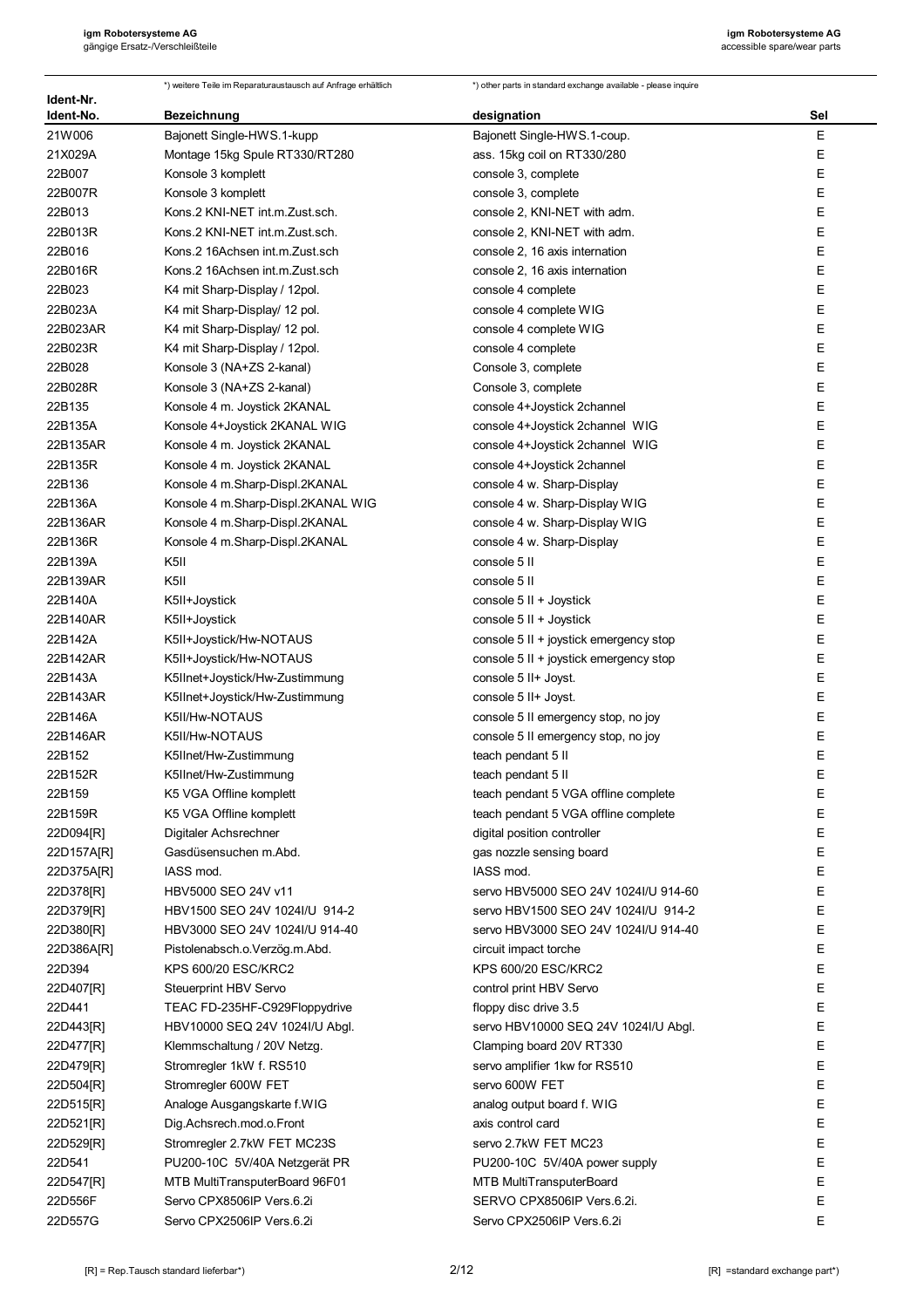*) weitere Teile im Reparaturaustausch auf Anfrage erhältlich

*) other parts in standard exchange available - please inquire

| Ident-Nr. Ident-No. | Bezeichnung | designation | Sel |
|---|---|---|---|
| 21W006 | Bajonett Single-HWS.1-kupp | Bajonett Single-HWS.1-coup. | E |
| 21X029A | Montage 15kg Spule RT330/RT280 | ass. 15kg coil on RT330/280 | E |
| 22B007 | Konsole 3 komplett | console 3, complete | E |
| 22B007R | Konsole 3 komplett | console 3, complete | E |
| 22B013 | Kons.2 KNI-NET int.m.Zust.sch. | console 2, KNI-NET with adm. | E |
| 22B013R | Kons.2 KNI-NET int.m.Zust.sch. | console 2, KNI-NET with adm. | E |
| 22B016 | Kons.2 16Achsen int.m.Zust.sch | console 2, 16 axis internation | E |
| 22B016R | Kons.2 16Achsen int.m.Zust.sch | console 2, 16 axis internation | E |
| 22B023 | K4 mit Sharp-Display / 12pol. | console 4 complete | E |
| 22B023A | K4 mit Sharp-Display/ 12 pol. | console 4 complete WIG | E |
| 22B023AR | K4 mit Sharp-Display/ 12 pol. | console 4 complete WIG | E |
| 22B023R | K4 mit Sharp-Display / 12pol. | console 4 complete | E |
| 22B028 | Konsole 3 (NA+ZS 2-kanal) | Console 3, complete | E |
| 22B028R | Konsole 3 (NA+ZS 2-kanal) | Console 3, complete | E |
| 22B135 | Konsole 4 m. Joystick 2KANAL | console 4+Joystick 2channel | E |
| 22B135A | Konsole 4+Joystick 2KANAL WIG | console 4+Joystick 2channel WIG | E |
| 22B135AR | Konsole 4 m. Joystick 2KANAL | console 4+Joystick 2channel WIG | E |
| 22B135R | Konsole 4 m. Joystick 2KANAL | console 4+Joystick 2channel | E |
| 22B136 | Konsole 4 m.Sharp-Displ.2KANAL | console 4 w. Sharp-Display | E |
| 22B136A | Konsole 4 m.Sharp-Displ.2KANAL WIG | console 4 w. Sharp-Display WIG | E |
| 22B136AR | Konsole 4 m.Sharp-Displ.2KANAL | console 4 w. Sharp-Display WIG | E |
| 22B136R | Konsole 4 m.Sharp-Displ.2KANAL | console 4 w. Sharp-Display | E |
| 22B139A | K5II | console 5 II | E |
| 22B139AR | K5II | console 5 II | E |
| 22B140A | K5II+Joystick | console 5 II + Joystick | E |
| 22B140AR | K5II+Joystick | console 5 II + Joystick | E |
| 22B142A | K5II+Joystick/Hw-NOTAUS | console 5 II + joystick emergency stop | E |
| 22B142AR | K5II+Joystick/Hw-NOTAUS | console 5 II + joystick emergency stop | E |
| 22B143A | K5IInet+Joystick/Hw-Zustimmung | console 5 II+ Joyst. | E |
| 22B143AR | K5IInet+Joystick/Hw-Zustimmung | console 5 II+ Joyst. | E |
| 22B146A | K5II/Hw-NOTAUS | console 5 II emergency stop, no joy | E |
| 22B146AR | K5II/Hw-NOTAUS | console 5 II emergency stop, no joy | E |
| 22B152 | K5IInet/Hw-Zustimmung | teach pendant 5 II | E |
| 22B152R | K5IInet/Hw-Zustimmung | teach pendant 5 II | E |
| 22B159 | K5 VGA Offline komplett | teach pendant 5 VGA offline complete | E |
| 22B159R | K5 VGA Offline komplett | teach pendant 5 VGA offline complete | E |
| 22D094[R] | Digitaler Achsrechner | digital position controller | E |
| 22D157A[R] | Gasdüsensuchen m.Abd. | gas nozzle sensing board | E |
| 22D375A[R] | IASS mod. | IASS mod. | E |
| 22D378[R] | HBV5000 SEO 24V v11 | servo HBV5000 SEO 24V 1024I/U 914-60 | E |
| 22D379[R] | HBV1500 SEO 24V 1024I/U 914-2 | servo HBV1500 SEO 24V 1024I/U 914-2 | E |
| 22D380[R] | HBV3000 SEO 24V 1024I/U 914-40 | servo HBV3000 SEO 24V 1024I/U 914-40 | E |
| 22D386A[R] | Pistolenabsch.o.Verzög.m.Abd. | circuit impact torche | E |
| 22D394 | KPS 600/20 ESC/KRC2 | KPS 600/20 ESC/KRC2 | E |
| 22D407[R] | Steuerprint HBV Servo | control print HBV Servo | E |
| 22D441 | TEAC FD-235HF-C929Floppydrive | floppy disc drive 3.5 | E |
| 22D443[R] | HBV10000 SEQ 24V 1024I/U Abgl. | servo HBV10000 SEQ 24V 1024I/U Abgl. | E |
| 22D477[R] | Klemmschaltung / 20V Netzg. | Clamping board 20V RT330 | E |
| 22D479[R] | Stromregler 1kW f. RS510 | servo amplifier 1kw for RS510 | E |
| 22D504[R] | Stromregler 600W FET | servo 600W FET | E |
| 22D515[R] | Analoge Ausgangskarte f.WIG | analog output board f. WIG | E |
| 22D521[R] | Dig.Achsrech.mod.o.Front | axis control card | E |
| 22D529[R] | Stromregler 2.7kW FET MC23S | servo 2.7kW FET MC23 | E |
| 22D541 | PU200-10C 5V/40A Netzgerät PR | PU200-10C 5V/40A power supply | E |
| 22D547[R] | MTB MultiTransputerBoard 96F01 | MTB MultiTransputerBoard | E |
| 22D556F | Servo CPX8506IP Vers.6.2i | SERVO CPX8506IP Vers.6.2i. | E |
| 22D557G | Servo CPX2506IP Vers.6.2i | Servo CPX2506IP Vers.6.2i | E |

[R] = Rep.Tausch standard lieferbar*)

[R] =standard exchange part*)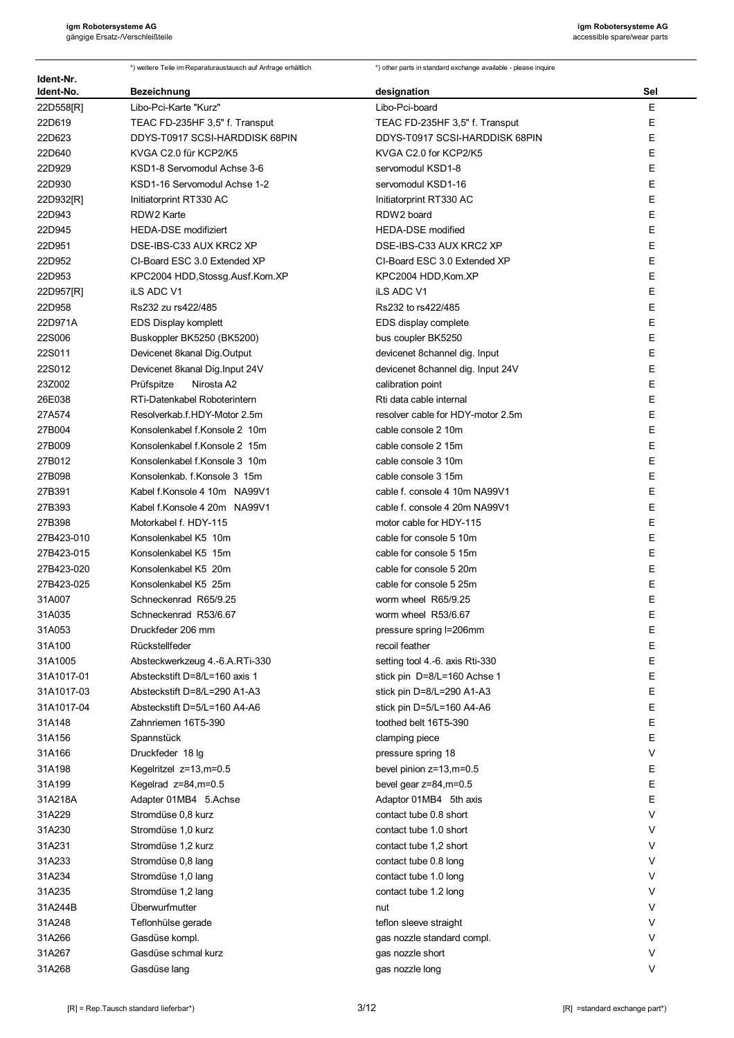| *) weitere Teile im Reparaturaustausch auf Anfrage erhältlich | | *) other parts in standard exchange available - please inquire | |
|---|---|---|---|
| **Ident-Nr. Ident-No.** | **Bezeichnung** | **designation** | **Sel** |
| 22D558[R] | Libo-Pci-Karte "Kurz" | Libo-Pci-board | E |
| 22D619 | TEAC FD-235HF 3,5" f. Transput | TEAC FD-235HF 3,5" f. Transput | E |
| 22D623 | DDYS-T0917 SCSI-HARDDISK 68PIN | DDYS-T0917 SCSI-HARDDISK 68PIN | E |
| 22D640 | KVGA C2.0 für KCP2/K5 | KVGA C2.0 for KCP2/K5 | E |
| 22D929 | KSD1-8 Servomodul Achse 3-6 | servomodul KSD1-8 | E |
| 22D930 | KSD1-16 Servomodul Achse 1-2 | servomodul KSD1-16 | E |
| 22D932[R] | Initiatorprint RT330 AC | Initiatorprint RT330 AC | E |
| 22D943 | RDW2 Karte | RDW2 board | E |
| 22D945 | HEDA-DSE modifiziert | HEDA-DSE modified | E |
| 22D951 | DSE-IBS-C33 AUX KRC2 XP | DSE-IBS-C33 AUX KRC2 XP | E |
| 22D952 | CI-Board ESC 3.0 Extended XP | CI-Board ESC 3.0 Extended XP | E |
| 22D953 | KPC2004 HDD,Stossg.Ausf.Kom.XP | KPC2004 HDD,Kom.XP | E |
| 22D957[R] | iLS ADC V1 | iLS ADC V1 | E |
| 22D958 | Rs232 zu rs422/485 | Rs232 to rs422/485 | E |
| 22D971A | EDS Display komplett | EDS display complete | E |
| 22S006 | Buskoppler BK5250 (BK5200) | bus coupler BK5250 | E |
| 22S011 | Devicenet 8kanal Dig.Output | devicenet 8channel dig. Input | E |
| 22S012 | Devicenet 8kanal Dig.Input 24V | devicenet 8channel dig. Input 24V | E |
| 23Z002 | Prüfspitze Nirosta A2 | calibration point | E |
| 26E038 | RTi-Datenkabel Roboterintern | Rti data cable internal | E |
| 27A574 | Resolverkab.f.HDY-Motor 2.5m | resolver cable for HDY-motor 2.5m | E |
| 27B004 | Konsolenkabel f.Konsole 2 10m | cable console 2 10m | E |
| 27B009 | Konsolenkabel f.Konsole 2 15m | cable console 2 15m | E |
| 27B012 | Konsolenkabel f.Konsole 3 10m | cable console 3 10m | E |
| 27B098 | Konsolenkab. f.Konsole 3 15m | cable console 3 15m | E |
| 27B391 | Kabel f.Konsole 4 10m NA99V1 | cable f. console 4 10m NA99V1 | E |
| 27B393 | Kabel f.Konsole 4 20m NA99V1 | cable f. console 4 20m NA99V1 | E |
| 27B398 | Motorkabel f. HDY-115 | motor cable for HDY-115 | E |
| 27B423-010 | Konsolenkabel K5 10m | cable for console 5 10m | E |
| 27B423-015 | Konsolenkabel K5 15m | cable for console 5 15m | E |
| 27B423-020 | Konsolenkabel K5 20m | cable for console 5 20m | E |
| 27B423-025 | Konsolenkabel K5 25m | cable for console 5 25m | E |
| 31A007 | Schneckenrad R65/9.25 | worm wheel R65/9.25 | E |
| 31A035 | Schneckenrad R53/6.67 | worm wheel R53/6.67 | E |
| 31A053 | Druckfeder 206 mm | pressure spring l=206mm | E |
| 31A100 | Rückstellfeder | recoil feather | E |
| 31A1005 | Absteckwerkzeug 4.-6.A.RTi-330 | setting tool 4.-6. axis Rti-330 | E |
| 31A1017-01 | Absteckstift D=8/L=160 axis 1 | stick pin D=8/L=160 Achse 1 | E |
| 31A1017-03 | Absteckstift D=8/L=290 A1-A3 | stick pin D=8/L=290 A1-A3 | E |
| 31A1017-04 | Absteckstift D=5/L=160 A4-A6 | stick pin D=5/L=160 A4-A6 | E |
| 31A148 | Zahnriemen 16T5-390 | toothed belt 16T5-390 | E |
| 31A156 | Spannstück | clamping piece | E |
| 31A166 | Druckfeder 18 lg | pressure spring 18 | V |
| 31A198 | Kegelritzel z=13,m=0.5 | bevel pinion z=13,m=0.5 | E |
| 31A199 | Kegelrad z=84,m=0.5 | bevel gear z=84,m=0.5 | E |
| 31A218A | Adapter 01MB4 5.Achse | Adaptor 01MB4 5th axis | E |
| 31A229 | Stromdüse 0,8 kurz | contact tube 0.8 short | V |
| 31A230 | Stromdüse 1,0 kurz | contact tube 1.0 short | V |
| 31A231 | Stromdüse 1,2 kurz | contact tube 1,2 short | V |
| 31A233 | Stromdüse 0,8 lang | contact tube 0.8 long | V |
| 31A234 | Stromdüse 1,0 lang | contact tube 1.0 long | V |
| 31A235 | Stromdüse 1,2 lang | contact tube 1.2 long | V |
| 31A244B | Überwurfmutter | nut | V |
| 31A248 | Teflonhülse gerade | teflon sleeve straight | V |
| 31A266 | Gasdüse kompl. | gas nozzle standard compl. | V |
| 31A267 | Gasdüse schmal kurz | gas nozzle short | V |
| 31A268 | Gasdüse lang | gas nozzle long | V |

[R] = Rep.Tausch standard lieferbar*) — [R] =standard exchange part*)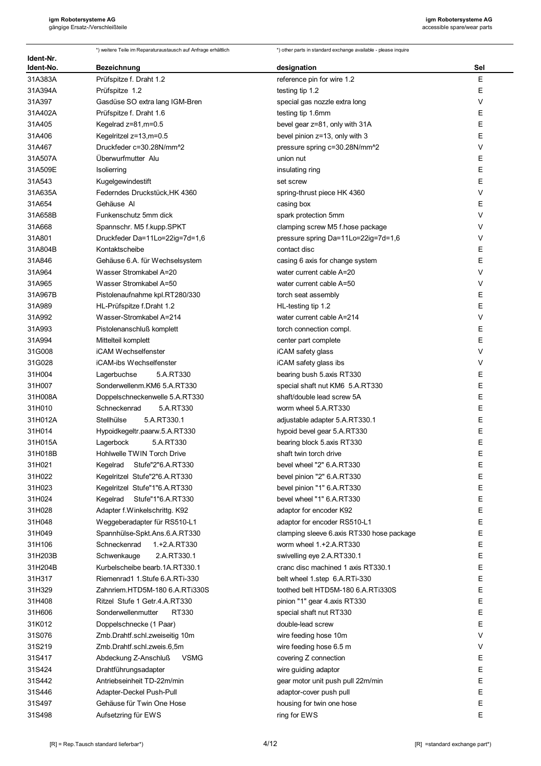*) weitere Teile im Reparaturaustausch auf Anfrage erhältlich

*) other parts in standard exchange available - please inquire

| Ident-Nr. Ident-No. | Bezeichnung | designation | Sel |
|---|---|---|---|
| 31A383A | Prüfspitze f. Draht 1.2 | reference pin for wire 1.2 | E |
| 31A394A | Prüfspitze 1.2 | testing tip 1.2 | E |
| 31A397 | Gasdüse SO extra lang IGM-Bren | special gas nozzle extra long | V |
| 31A402A | Prüfspitze f. Draht 1.6 | testing tip 1.6mm | E |
| 31A405 | Kegelrad z=81,m=0.5 | bevel gear z=81, only with 31A | E |
| 31A406 | Kegelritzel z=13,m=0.5 | bevel pinion z=13, only with 3 | E |
| 31A467 | Druckfeder c=30.28N/mm^2 | pressure spring c=30.28N/mm^2 | V |
| 31A507A | Überwurfmutter Alu | union nut | E |
| 31A509E | Isolierring | insulating ring | E |
| 31A543 | Kugelgewindestift | set screw | E |
| 31A635A | Federndes Druckstück,HK 4360 | spring-thrust piece HK 4360 | V |
| 31A654 | Gehäuse Al | casing box | E |
| 31A658B | Funkenschutz 5mm dick | spark protection 5mm | V |
| 31A668 | Spannschr. M5 f.kupp.SPKT | clamping screw M5 f.hose package | V |
| 31A801 | Druckfeder Da=11Lo=22ig=7d=1,6 | pressure spring Da=11Lo=22ig=7d=1,6 | V |
| 31A804B | Kontaktscheibe | contact disc | E |
| 31A846 | Gehäuse 6.A. für Wechselsystem | casing 6 axis for change system | E |
| 31A964 | Wasser Stromkabel A=20 | water current cable A=20 | V |
| 31A965 | Wasser Stromkabel A=50 | water current cable A=50 | V |
| 31A967B | Pistolenaufnahme kpl.RT280/330 | torch seat assembly | E |
| 31A989 | HL-Prüfspitze f.Draht 1.2 | HL-testing tip 1.2 | E |
| 31A992 | Wasser-Stromkabel A=214 | water current cable A=214 | V |
| 31A993 | Pistolenanschluß komplett | torch connection compl. | E |
| 31A994 | Mittelteil komplett | center part complete | E |
| 31G008 | iCAM Wechselfenster | iCAM safety glass | V |
| 31G028 | iCAM-ibs Wechselfenster | iCAM safety glass ibs | V |
| 31H004 | Lagerbuchse 5.A.RT330 | bearing bush 5.axis RT330 | E |
| 31H007 | Sonderwellenm.KM6 5.A.RT330 | special shaft nut KM6 5.A.RT330 | E |
| 31H008A | Doppelschneckenwelle 5.A.RT330 | shaft/double lead screw 5A | E |
| 31H010 | Schneckenrad 5.A.RT330 | worm wheel 5.A.RT330 | E |
| 31H012A | Stellhülse 5.A.RT330.1 | adjustable adapter 5.A.RT330.1 | E |
| 31H014 | Hypoidkegeltr.paarw.5.A.RT330 | hypoid bevel gear 5.A.RT330 | E |
| 31H015A | Lagerbock 5.A.RT330 | bearing block 5.axis RT330 | E |
| 31H018B | Hohlwelle TWIN Torch Drive | shaft twin torch drive | E |
| 31H021 | Kegelrad Stufe"2"6.A.RT330 | bevel wheel "2" 6.A.RT330 | E |
| 31H022 | Kegelritzel Stufe"2"6.A.RT330 | bevel pinion "2" 6.A.RT330 | E |
| 31H023 | Kegelritzel Stufe"1"6.A.RT330 | bevel pinion "1" 6.A.RT330 | E |
| 31H024 | Kegelrad Stufe"1"6.A.RT330 | bevel wheel "1" 6.A.RT330 | E |
| 31H028 | Adapter f.Winkelschrittg. K92 | adaptor for encoder K92 | E |
| 31H048 | Weggeberadapter für RS510-L1 | adaptor for encoder RS510-L1 | E |
| 31H049 | Spannhülse-Spkt.Ans.6.A.RT330 | clamping sleeve 6.axis RT330 hose package | E |
| 31H106 | Schneckenrad 1.+2.A.RT330 | worm wheel 1.+2.A.RT330 | E |
| 31H203B | Schwenkauge 2.A.RT330.1 | swivelling eye 2.A.RT330.1 | E |
| 31H204B | Kurbelscheibe bearb.1A.RT330.1 | cranc disc machined 1 axis RT330.1 | E |
| 31H317 | Riemenrad1 1.Stufe 6.A.RTi-330 | belt wheel 1.step 6.A.RTi-330 | E |
| 31H329 | Zahnriem.HTD5M-180 6.A.RTi330S | toothed belt HTD5M-180 6.A.RTi330S | E |
| 31H408 | Ritzel Stufe 1 Getr.4.A.RT330 | pinion "1" gear 4.axis RT330 | E |
| 31H606 | Sonderwellenmutter RT330 | special shaft nut RT330 | E |
| 31K012 | Doppelschnecke (1 Paar) | double-lead screw | E |
| 31S076 | Zmb.Drahtf.schl.zweiseitig 10m | wire feeding hose 10m | V |
| 31S219 | Zmb.Drahtf.schl.zweis.6,5m | wire feeding hose 6.5 m | V |
| 31S417 | Abdeckung Z-Anschluß VSMG | covering Z connection | E |
| 31S424 | Drahtführungsadapter | wire guiding adaptor | E |
| 31S442 | Antriebseinheit TD-22m/min | gear motor unit push pull 22m/min | E |
| 31S446 | Adapter-Deckel Push-Pull | adaptor-cover push pull | E |
| 31S497 | Gehäuse für Twin One Hose | housing for twin one hose | E |
| 31S498 | Aufsetzring für EWS | ring for EWS | E |

[R] = Rep.Tausch standard lieferbar*)

[R] =standard exchange part*)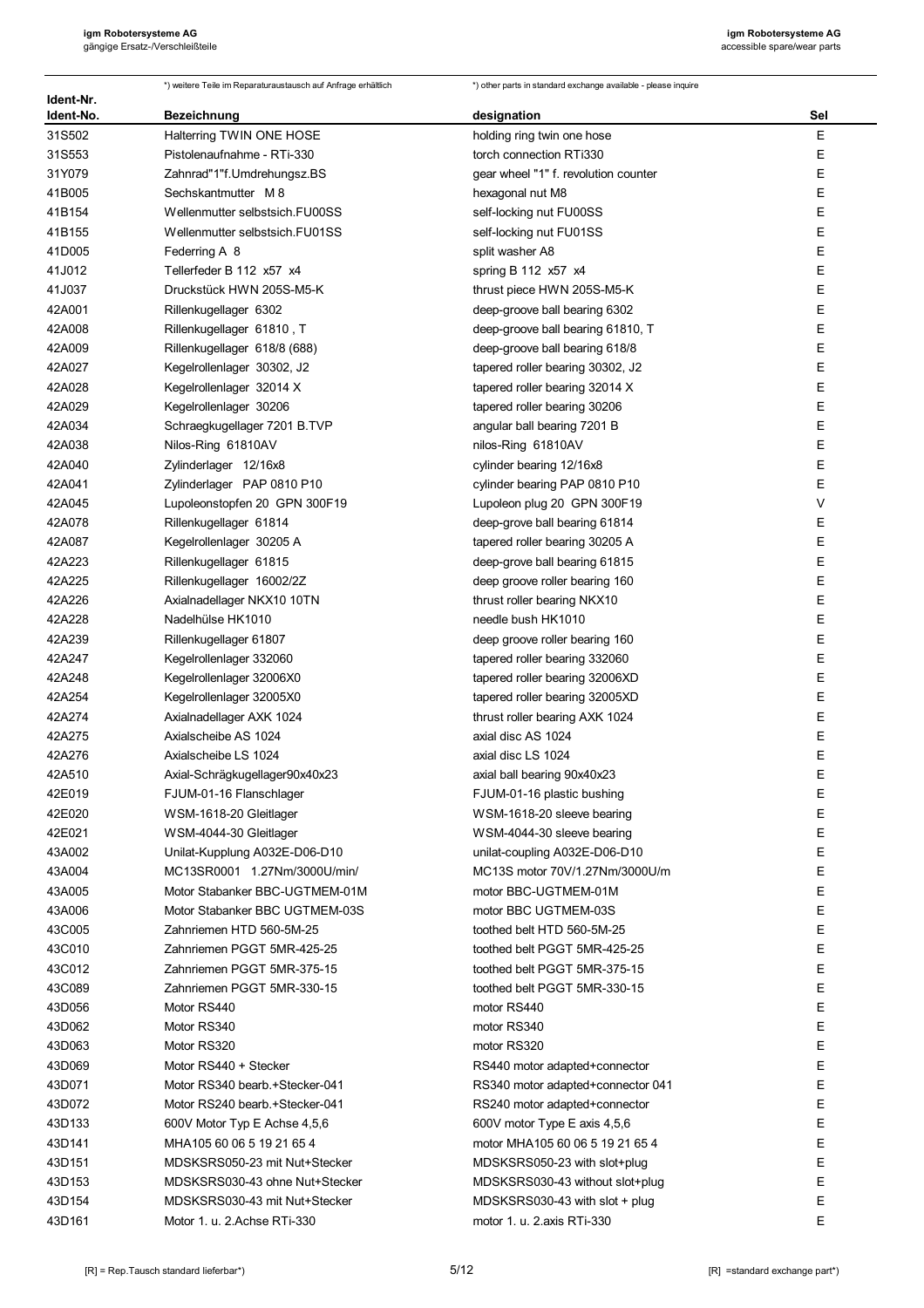*) weitere Teile im Reparaturaustausch auf Anfrage erhältlich

*) other parts in standard exchange available - please inquire

| Ident-Nr. Ident-No. | Bezeichnung | designation | Sel |
|---|---|---|---|
| 31S502 | Halterring TWIN ONE HOSE | holding ring twin one hose | E |
| 31S553 | Pistolenaufnahme - RTi-330 | torch connection RTi330 | E |
| 31Y079 | Zahnrad"1"f.Umdrehungsz.BS | gear wheel "1" f. revolution counter | E |
| 41B005 | Sechskantmutter M 8 | hexagonal nut M8 | E |
| 41B154 | Wellenmutter selbstsich.FU00SS | self-locking nut FU00SS | E |
| 41B155 | Wellenmutter selbstsich.FU01SS | self-locking nut FU01SS | E |
| 41D005 | Federring A 8 | split washer A8 | E |
| 41J012 | Tellerfeder B 112 x57 x4 | spring B 112 x57 x4 | E |
| 41J037 | Druckstück HWN 205S-M5-K | thrust piece HWN 205S-M5-K | E |
| 42A001 | Rillenkugellager 6302 | deep-groove ball bearing 6302 | E |
| 42A008 | Rillenkugellager 61810 , T | deep-groove ball bearing 61810, T | E |
| 42A009 | Rillenkugellager 618/8 (688) | deep-groove ball bearing 618/8 | E |
| 42A027 | Kegelrollenlager 30302, J2 | tapered roller bearing 30302, J2 | E |
| 42A028 | Kegelrollenlager 32014 X | tapered roller bearing 32014 X | E |
| 42A029 | Kegelrollenlager 30206 | tapered roller bearing 30206 | E |
| 42A034 | Schraegkugellager 7201 B.TVP | angular ball bearing 7201 B | E |
| 42A038 | Nilos-Ring 61810AV | nilos-Ring 61810AV | E |
| 42A040 | Zylinderlager 12/16x8 | cylinder bearing 12/16x8 | E |
| 42A041 | Zylinderlager PAP 0810 P10 | cylinder bearing PAP 0810 P10 | E |
| 42A045 | Lupoleonstopfen 20 GPN 300F19 | Lupoleon plug 20 GPN 300F19 | V |
| 42A078 | Rillenkugellager 61814 | deep-grove ball bearing 61814 | E |
| 42A087 | Kegelrollenlager 30205 A | tapered roller bearing 30205 A | E |
| 42A223 | Rillenkugellager 61815 | deep-grove ball bearing 61815 | E |
| 42A225 | Rillenkugellager 16002/2Z | deep groove roller bearing 160 | E |
| 42A226 | Axialnadellager NKX10 10TN | thrust roller bearing NKX10 | E |
| 42A228 | Nadelhülse HK1010 | needle bush HK1010 | E |
| 42A239 | Rillenkugellager 61807 | deep groove roller bearing 160 | E |
| 42A247 | Kegelrollenlager 332060 | tapered roller bearing 332060 | E |
| 42A248 | Kegelrollenlager 32006X0 | tapered roller bearing 32006XD | E |
| 42A254 | Kegelrollenlager 32005X0 | tapered roller bearing 32005XD | E |
| 42A274 | Axialnadellager AXK 1024 | thrust roller bearing AXK 1024 | E |
| 42A275 | Axialscheibe AS 1024 | axial disc AS 1024 | E |
| 42A276 | Axialscheibe LS 1024 | axial disc LS 1024 | E |
| 42A510 | Axial-Schrägkugellager90x40x23 | axial ball bearing 90x40x23 | E |
| 42E019 | FJUM-01-16 Flanschlager | FJUM-01-16 plastic bushing | E |
| 42E020 | WSM-1618-20 Gleitlager | WSM-1618-20 sleeve bearing | E |
| 42E021 | WSM-4044-30 Gleitlager | WSM-4044-30 sleeve bearing | E |
| 43A002 | Unilat-Kupplung A032E-D06-D10 | unilat-coupling A032E-D06-D10 | E |
| 43A004 | MC13SR0001 1.27Nm/3000U/min/ | MC13S motor 70V/1.27Nm/3000U/m | E |
| 43A005 | Motor Stabanker BBC-UGTMEM-01M | motor BBC-UGTMEM-01M | E |
| 43A006 | Motor Stabanker BBC UGTMEM-03S | motor BBC UGTMEM-03S | E |
| 43C005 | Zahnriemen HTD 560-5M-25 | toothed belt HTD 560-5M-25 | E |
| 43C010 | Zahnriemen PGGT 5MR-425-25 | toothed belt PGGT 5MR-425-25 | E |
| 43C012 | Zahnriemen PGGT 5MR-375-15 | toothed belt PGGT 5MR-375-15 | E |
| 43C089 | Zahnriemen PGGT 5MR-330-15 | toothed belt PGGT 5MR-330-15 | E |
| 43D056 | Motor RS440 | motor RS440 | E |
| 43D062 | Motor RS340 | motor RS340 | E |
| 43D063 | Motor RS320 | motor RS320 | E |
| 43D069 | Motor RS440 + Stecker | RS440 motor adapted+connector | E |
| 43D071 | Motor RS340 bearb.+Stecker-041 | RS340 motor adapted+connector 041 | E |
| 43D072 | Motor RS240 bearb.+Stecker-041 | RS240 motor adapted+connector | E |
| 43D133 | 600V Motor Typ E Achse 4,5,6 | 600V motor Type E axis 4,5,6 | E |
| 43D141 | MHA105 60 06 5 19 21 65 4 | motor MHA105 60 06 5 19 21 65 4 | E |
| 43D151 | MDSKSRS050-23 mit Nut+Stecker | MDSKSRS050-23 with slot+plug | E |
| 43D153 | MDSKSRS030-43 ohne Nut+Stecker | MDSKSRS030-43 without slot+plug | E |
| 43D154 | MDSKSRS030-43 mit Nut+Stecker | MDSKSRS030-43 with slot + plug | E |
| 43D161 | Motor 1. u. 2.Achse RTi-330 | motor 1. u. 2.axis RTi-330 | E |

[R] = Rep.Tausch standard lieferbar*)

[R] =standard exchange part*)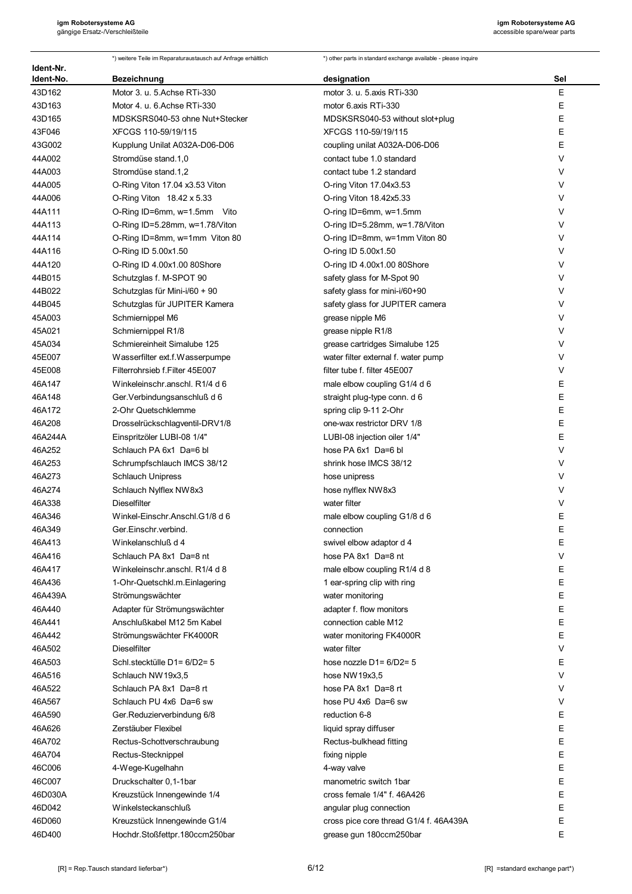*) weitere Teile im Reparaturaustausch auf Anfrage erhältlich

*) other parts in standard exchange available - please inquire

| Ident-Nr. Ident-No. | Bezeichnung | designation | Sel |
|---|---|---|---|
| 43D162 | Motor 3. u. 5.Achse RTi-330 | motor 3. u. 5.axis RTi-330 | E |
| 43D163 | Motor 4. u. 6.Achse RTi-330 | motor 6.axis RTi-330 | E |
| 43D165 | MDSKSRS040-53 ohne Nut+Stecker | MDSKSRS040-53 without slot+plug | E |
| 43F046 | XFCGS 110-59/19/115 | XFCGS 110-59/19/115 | E |
| 43G002 | Kupplung Unilat A032A-D06-D06 | coupling unilat A032A-D06-D06 | E |
| 44A002 | Stromdüse stand.1,0 | contact tube 1.0 standard | V |
| 44A003 | Stromdüse stand.1,2 | contact tube 1.2 standard | V |
| 44A005 | O-Ring Viton 17.04 x3.53 Viton | O-ring Viton 17.04x3.53 | V |
| 44A006 | O-Ring Viton 18.42 x 5.33 | O-ring Viton 18.42x5.33 | V |
| 44A111 | O-Ring ID=6mm, w=1.5mm Vito | O-ring ID=6mm, w=1.5mm | V |
| 44A113 | O-Ring ID=5.28mm, w=1.78/Viton | O-ring ID=5.28mm, w=1.78/Viton | V |
| 44A114 | O-Ring ID=8mm, w=1mm Viton 80 | O-ring ID=8mm, w=1mm Viton 80 | V |
| 44A116 | O-Ring ID 5.00x1.50 | O-ring ID 5.00x1.50 | V |
| 44A120 | O-Ring ID 4.00x1.00 80Shore | O-ring ID 4.00x1.00 80Shore | V |
| 44B015 | Schutzglas f. M-SPOT 90 | safety glass for M-Spot 90 | V |
| 44B022 | Schutzglas für Mini-i/60 + 90 | safety glass for mini-i/60+90 | V |
| 44B045 | Schutzglas für JUPITER Kamera | safety glass for JUPITER camera | V |
| 45A003 | Schmiernippel M6 | grease nipple M6 | V |
| 45A021 | Schmiernippel R1/8 | grease nipple R1/8 | V |
| 45A034 | Schmiereinheit Simalube 125 | grease cartridges Simalube 125 | V |
| 45E007 | Wasserfilter ext.f.Wasserpumpe | water filter external f. water pump | V |
| 45E008 | Filterrohrsieb f.Filter 45E007 | filter tube f. filter 45E007 | V |
| 46A147 | Winkeleinschr.anschl. R1/4 d 6 | male elbow coupling G1/4 d 6 | E |
| 46A148 | Ger.Verbindungsanschluß d 6 | straight plug-type conn. d 6 | E |
| 46A172 | 2-Ohr Quetschklemme | spring clip 9-11 2-Ohr | E |
| 46A208 | Drosselrückschlagventil-DRV1/8 | one-wax restrictor DRV 1/8 | E |
| 46A244A | Einspritzöler LUBI-08 1/4" | LUBI-08 injection oiler 1/4" | E |
| 46A252 | Schlauch PA 6x1 Da=6 bl | hose PA 6x1 Da=6 bl | V |
| 46A253 | Schrumpfschlauch IMCS 38/12 | shrink hose IMCS 38/12 | V |
| 46A273 | Schlauch Unipress | hose unipress | V |
| 46A274 | Schlauch Nylflex NW8x3 | hose nylflex NW8x3 | V |
| 46A338 | Dieselfilter | water filter | V |
| 46A346 | Winkel-Einschr.Anschl.G1/8 d 6 | male elbow coupling G1/8 d 6 | E |
| 46A349 | Ger.Einschr.verbind. | connection | E |
| 46A413 | Winkelanschluß d 4 | swivel elbow adaptor d 4 | E |
| 46A416 | Schlauch PA 8x1 Da=8 nt | hose PA 8x1 Da=8 nt | V |
| 46A417 | Winkeleinschr.anschl. R1/4 d 8 | male elbow coupling R1/4 d 8 | E |
| 46A436 | 1-Ohr-Quetschkl.m.Einlagering | 1 ear-spring clip with ring | E |
| 46A439A | Strömungswächter | water monitoring | E |
| 46A440 | Adapter für Strömungswächter | adapter f. flow monitors | E |
| 46A441 | Anschlußkabel M12 5m Kabel | connection cable M12 | E |
| 46A442 | Strömungswächter FK4000R | water monitoring FK4000R | E |
| 46A502 | Dieselfilter | water filter | V |
| 46A503 | Schl.stecktülle D1= 6/D2= 5 | hose nozzle D1= 6/D2= 5 | E |
| 46A516 | Schlauch NW19x3,5 | hose NW19x3,5 | V |
| 46A522 | Schlauch PA 8x1 Da=8 rt | hose PA 8x1 Da=8 rt | V |
| 46A567 | Schlauch PU 4x6 Da=6 sw | hose PU 4x6 Da=6 sw | V |
| 46A590 | Ger.Reduzierverbindung 6/8 | reduction 6-8 | E |
| 46A626 | Zerstäuber Flexibel | liquid spray diffuser | E |
| 46A702 | Rectus-Schottverschraubung | Rectus-bulkhead fitting | E |
| 46A704 | Rectus-Stecknippel | fixing nipple | E |
| 46C006 | 4-Wege-Kugelhahn | 4-way valve | E |
| 46C007 | Druckschalter 0,1-1bar | manometric switch 1bar | E |
| 46D030A | Kreuzstück Innengewinde 1/4 | cross female 1/4" f. 46A426 | E |
| 46D042 | Winkelsteckanschluß | angular plug connection | E |
| 46D060 | Kreuzstück Innengewinde G1/4 | cross pice core thread G1/4 f. 46A439A | E |
| 46D400 | Hochdr.Stoßfettpr.180ccm250bar | grease gun 180ccm250bar | E |

[R] = Rep.Tausch standard lieferbar*)

[R] =standard exchange part*)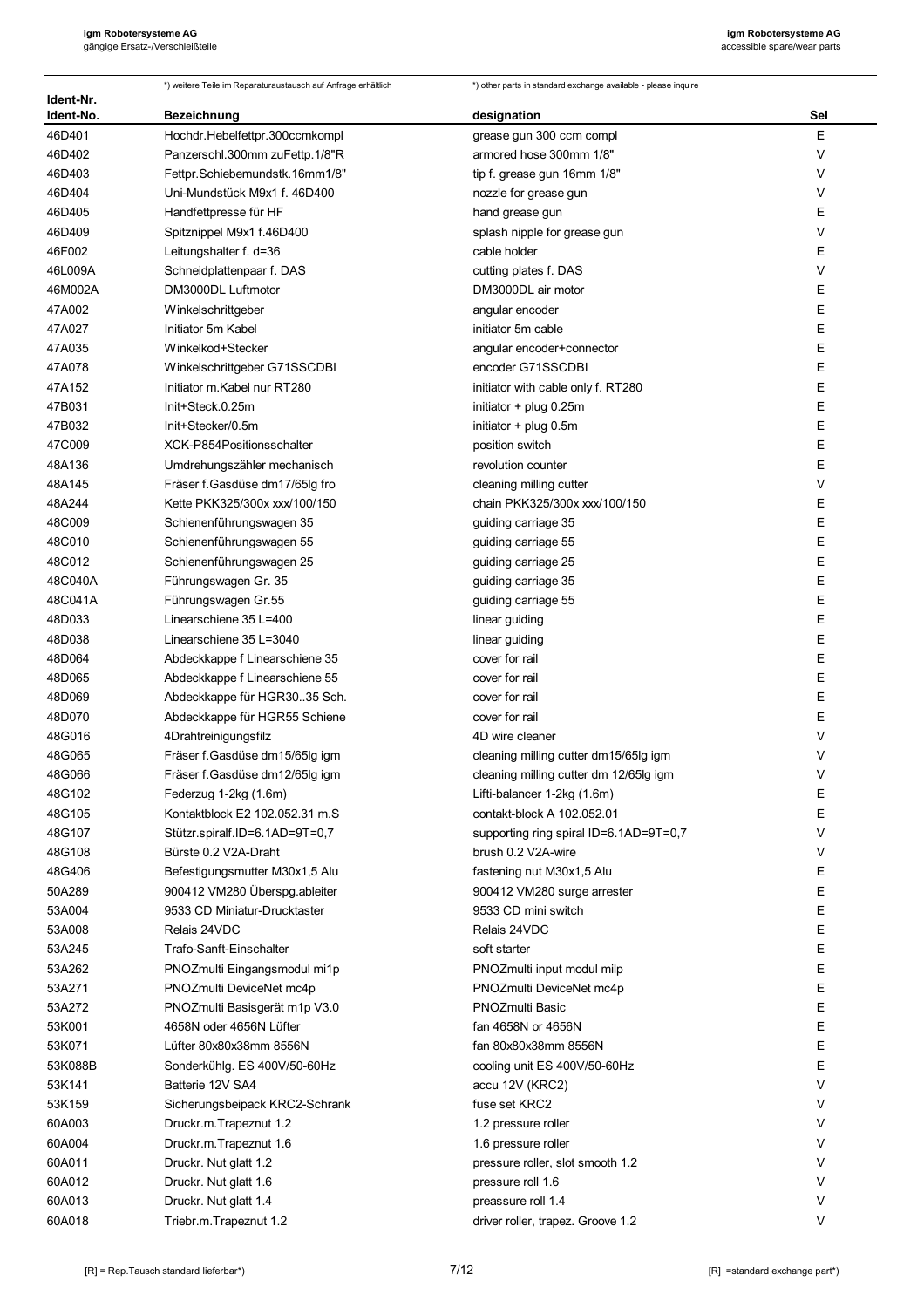*) weitere Teile im Reparaturaustausch auf Anfrage erhältlich

*) other parts in standard exchange available - please inquire

| Ident-Nr. Ident-No. | Bezeichnung | designation | Sel |
|---|---|---|---|
| 46D401 | Hochdr.Hebelfettpr.300ccmkompl | grease gun 300 ccm compl | E |
| 46D402 | Panzerschl.300mm zuFettp.1/8"R | armored hose 300mm 1/8" | V |
| 46D403 | Fettpr.Schiebemundstk.16mm1/8" | tip f. grease gun 16mm 1/8" | V |
| 46D404 | Uni-Mundstück M9x1 f. 46D400 | nozzle for grease gun | V |
| 46D405 | Handfettpresse für HF | hand grease gun | E |
| 46D409 | Spitznippel M9x1 f.46D400 | splash nipple for grease gun | V |
| 46F002 | Leitungshalter f. d=36 | cable holder | E |
| 46L009A | Schneidplattenpaar f. DAS | cutting plates f. DAS | V |
| 46M002A | DM3000DL Luftmotor | DM3000DL air motor | E |
| 47A002 | Winkelschrittgeber | angular encoder | E |
| 47A027 | Initiator 5m Kabel | initiator 5m cable | E |
| 47A035 | Winkelkod+Stecker | angular encoder+connector | E |
| 47A078 | Winkelschrittgeber G71SSCDBI | encoder G71SSCDBI | E |
| 47A152 | Initiator m.Kabel nur RT280 | initiator with cable only f. RT280 | E |
| 47B031 | Init+Steck.0.25m | initiator + plug 0.25m | E |
| 47B032 | Init+Stecker/0.5m | initiator + plug 0.5m | E |
| 47C009 | XCK-P854Positionsschalter | position switch | E |
| 48A136 | Umdrehungszähler mechanisch | revolution counter | E |
| 48A145 | Fräser f.Gasdüse dm17/65lg fro | cleaning milling cutter | V |
| 48A244 | Kette PKK325/300x xxx/100/150 | chain PKK325/300x xxx/100/150 | E |
| 48C009 | Schienenführungswagen 35 | guiding carriage 35 | E |
| 48C010 | Schienenführungswagen 55 | guiding carriage 55 | E |
| 48C012 | Schienenführungswagen 25 | guiding carriage 25 | E |
| 48C040A | Führungswagen Gr. 35 | guiding carriage 35 | E |
| 48C041A | Führungswagen Gr.55 | guiding carriage 55 | E |
| 48D033 | Linearschiene 35 L=400 | linear guiding | E |
| 48D038 | Linearschiene 35 L=3040 | linear guiding | E |
| 48D064 | Abdeckkappe f Linearschiene 35 | cover for rail | E |
| 48D065 | Abdeckkappe f Linearschiene 55 | cover for rail | E |
| 48D069 | Abdeckkappe für HGR30..35 Sch. | cover for rail | E |
| 48D070 | Abdeckkappe für HGR55 Schiene | cover for rail | E |
| 48G016 | 4Drahtreinigungsfilz | 4D wire cleaner | V |
| 48G065 | Fräser f.Gasdüse dm15/65lg igm | cleaning milling cutter dm15/65lg igm | V |
| 48G066 | Fräser f.Gasdüse dm12/65lg igm | cleaning milling cutter dm 12/65lg igm | V |
| 48G102 | Federzug 1-2kg (1.6m) | Lifti-balancer 1-2kg (1.6m) | E |
| 48G105 | Kontaktblock E2 102.052.31 m.S | contakt-block A 102.052.01 | E |
| 48G107 | Stützr.spiralf.ID=6.1AD=9T=0,7 | supporting ring spiral ID=6.1AD=9T=0,7 | V |
| 48G108 | Bürste 0.2 V2A-Draht | brush 0.2 V2A-wire | V |
| 48G406 | Befestigungsmutter M30x1,5 Alu | fastening nut M30x1,5 Alu | E |
| 50A289 | 900412 VM280 Überspg.ableiter | 900412 VM280 surge arrester | E |
| 53A004 | 9533 CD Miniatur-Drucktaster | 9533 CD mini switch | E |
| 53A008 | Relais 24VDC | Relais 24VDC | E |
| 53A245 | Trafo-Sanft-Einschalter | soft starter | E |
| 53A262 | PNOZmulti Eingangsmodul mi1p | PNOZmulti input modul milp | E |
| 53A271 | PNOZmulti DeviceNet mc4p | PNOZmulti DeviceNet mc4p | E |
| 53A272 | PNOZmulti Basisgerät m1p V3.0 | PNOZmulti Basic | E |
| 53K001 | 4658N oder 4656N Lüfter | fan 4658N or 4656N | E |
| 53K071 | Lüfter 80x80x38mm 8556N | fan 80x80x38mm 8556N | E |
| 53K088B | Sonderkühlg. ES 400V/50-60Hz | cooling unit ES 400V/50-60Hz | E |
| 53K141 | Batterie 12V SA4 | accu 12V (KRC2) | V |
| 53K159 | Sicherungsbeipack KRC2-Schrank | fuse set KRC2 | V |
| 60A003 | Druckr.m.Trapeznut 1.2 | 1.2 pressure roller | V |
| 60A004 | Druckr.m.Trapeznut 1.6 | 1.6 pressure roller | V |
| 60A011 | Druckr. Nut glatt 1.2 | pressure roller, slot smooth 1.2 | V |
| 60A012 | Druckr. Nut glatt 1.6 | pressure roll 1.6 | V |
| 60A013 | Druckr. Nut glatt 1.4 | preassure roll 1.4 | V |
| 60A018 | Triebr.m.Trapeznut 1.2 | driver roller, trapez. Groove 1.2 | V |

[R] = Rep.Tausch standard lieferbar*)

[R] =standard exchange part*)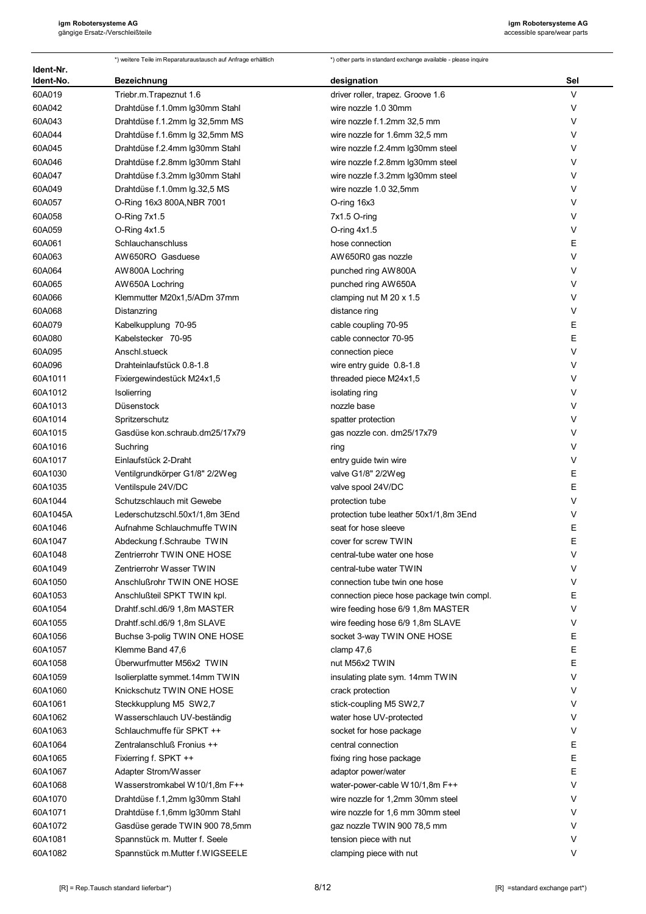*) weitere Teile im Reparaturaustausch auf Anfrage erhältlich

*) other parts in standard exchange available - please inquire

| Ident-Nr. Ident-No. | Bezeichnung | designation | Sel |
|---|---|---|---|
| 60A019 | Triebr.m.Trapeznut 1.6 | driver roller, trapez. Groove 1.6 | V |
| 60A042 | Drahtdüse f.1.0mm lg30mm Stahl | wire nozzle 1.0 30mm | V |
| 60A043 | Drahtdüse f.1.2mm lg 32,5mm MS | wire nozzle f.1.2mm 32,5 mm | V |
| 60A044 | Drahtdüse f.1.6mm lg 32,5mm MS | wire nozzle for 1.6mm 32,5 mm | V |
| 60A045 | Drahtdüse f.2.4mm lg30mm Stahl | wire nozzle f.2.4mm lg30mm steel | V |
| 60A046 | Drahtdüse f.2.8mm lg30mm Stahl | wire nozzle f.2.8mm lg30mm steel | V |
| 60A047 | Drahtdüse f.3.2mm lg30mm Stahl | wire nozzle f.3.2mm lg30mm steel | V |
| 60A049 | Drahtdüse f.1.0mm lg.32,5 MS | wire nozzle 1.0 32,5mm | V |
| 60A057 | O-Ring 16x3 800A,NBR 7001 | O-ring 16x3 | V |
| 60A058 | O-Ring 7x1.5 | 7x1.5 O-ring | V |
| 60A059 | O-Ring 4x1.5 | O-ring 4x1.5 | V |
| 60A061 | Schlauchanschluss | hose connection | E |
| 60A063 | AW650RO Gasduese | AW650R0 gas nozzle | V |
| 60A064 | AW800A Lochring | punched ring AW800A | V |
| 60A065 | AW650A Lochring | punched ring AW650A | V |
| 60A066 | Klemmutter M20x1,5/ADm 37mm | clamping nut M 20 x 1.5 | V |
| 60A068 | Distanzring | distance ring | V |
| 60A079 | Kabelkupplung 70-95 | cable coupling 70-95 | E |
| 60A080 | Kabelstecker 70-95 | cable connector 70-95 | E |
| 60A095 | Anschl.stueck | connection piece | V |
| 60A096 | Drahteinlaufstück 0.8-1.8 | wire entry guide 0.8-1.8 | V |
| 60A1011 | Fixiergewindestück M24x1,5 | threaded piece M24x1,5 | V |
| 60A1012 | Isolierring | isolating ring | V |
| 60A1013 | Düsenstock | nozzle base | V |
| 60A1014 | Spritzerschutz | spatter protection | V |
| 60A1015 | Gasdüse kon.schraub.dm25/17x79 | gas nozzle con. dm25/17x79 | V |
| 60A1016 | Suchring | ring | V |
| 60A1017 | Einlaufstück 2-Draht | entry guide twin wire | V |
| 60A1030 | Ventilgrundkörper G1/8" 2/2Weg | valve G1/8" 2/2Weg | E |
| 60A1035 | Ventilspule 24V/DC | valve spool 24V/DC | E |
| 60A1044 | Schutzschlauch mit Gewebe | protection tube | V |
| 60A1045A | Lederschutzschl.50x1/1,8m 3End | protection tube leather 50x1/1,8m 3End | V |
| 60A1046 | Aufnahme Schlauchmuffe TWIN | seat for hose sleeve | E |
| 60A1047 | Abdeckung f.Schraube TWIN | cover for screw TWIN | E |
| 60A1048 | Zentrierrohr TWIN ONE HOSE | central-tube water one hose | V |
| 60A1049 | Zentrierrohr Wasser TWIN | central-tube water TWIN | V |
| 60A1050 | Anschlußrohr TWIN ONE HOSE | connection tube twin one hose | V |
| 60A1053 | Anschlußteil SPKT TWIN kpl. | connection piece hose package twin compl. | E |
| 60A1054 | Drahtf.schl.d6/9 1,8m MASTER | wire feeding hose 6/9 1,8m MASTER | V |
| 60A1055 | Drahtf.schl.d6/9 1,8m SLAVE | wire feeding hose 6/9 1,8m SLAVE | V |
| 60A1056 | Buchse 3-polig TWIN ONE HOSE | socket 3-way TWIN ONE HOSE | E |
| 60A1057 | Klemme Band 47,6 | clamp 47,6 | E |
| 60A1058 | Überwurfmutter M56x2 TWIN | nut M56x2 TWIN | E |
| 60A1059 | Isolierplatte symmet.14mm TWIN | insulating plate sym. 14mm TWIN | V |
| 60A1060 | Knickschutz TWIN ONE HOSE | crack protection | V |
| 60A1061 | Steckkupplung M5 SW2,7 | stick-coupling M5 SW2,7 | V |
| 60A1062 | Wasserschlauch UV-beständig | water hose UV-protected | V |
| 60A1063 | Schlauchmuffe für SPKT ++ | socket for hose package | V |
| 60A1064 | Zentralanschluß Fronius ++ | central connection | E |
| 60A1065 | Fixierring f. SPKT ++ | fixing ring hose package | E |
| 60A1067 | Adapter Strom/Wasser | adaptor power/water | E |
| 60A1068 | Wasserstromkabel W10/1,8m F++ | water-power-cable W10/1,8m F++ | V |
| 60A1070 | Drahtdüse f.1,2mm lg30mm Stahl | wire nozzle for 1,2mm 30mm steel | V |
| 60A1071 | Drahtdüse f.1,6mm lg30mm Stahl | wire nozzle for 1,6 mm 30mm steel | V |
| 60A1072 | Gasdüse gerade TWIN 900 78,5mm | gaz nozzle TWIN 900 78,5 mm | V |
| 60A1081 | Spannstück m. Mutter f. Seele | tension piece with nut | V |
| 60A1082 | Spannstück m.Mutter f.WIGSEELE | clamping piece with nut | V |

[R] = Rep.Tausch standard lieferbar*)

[R] =standard exchange part*)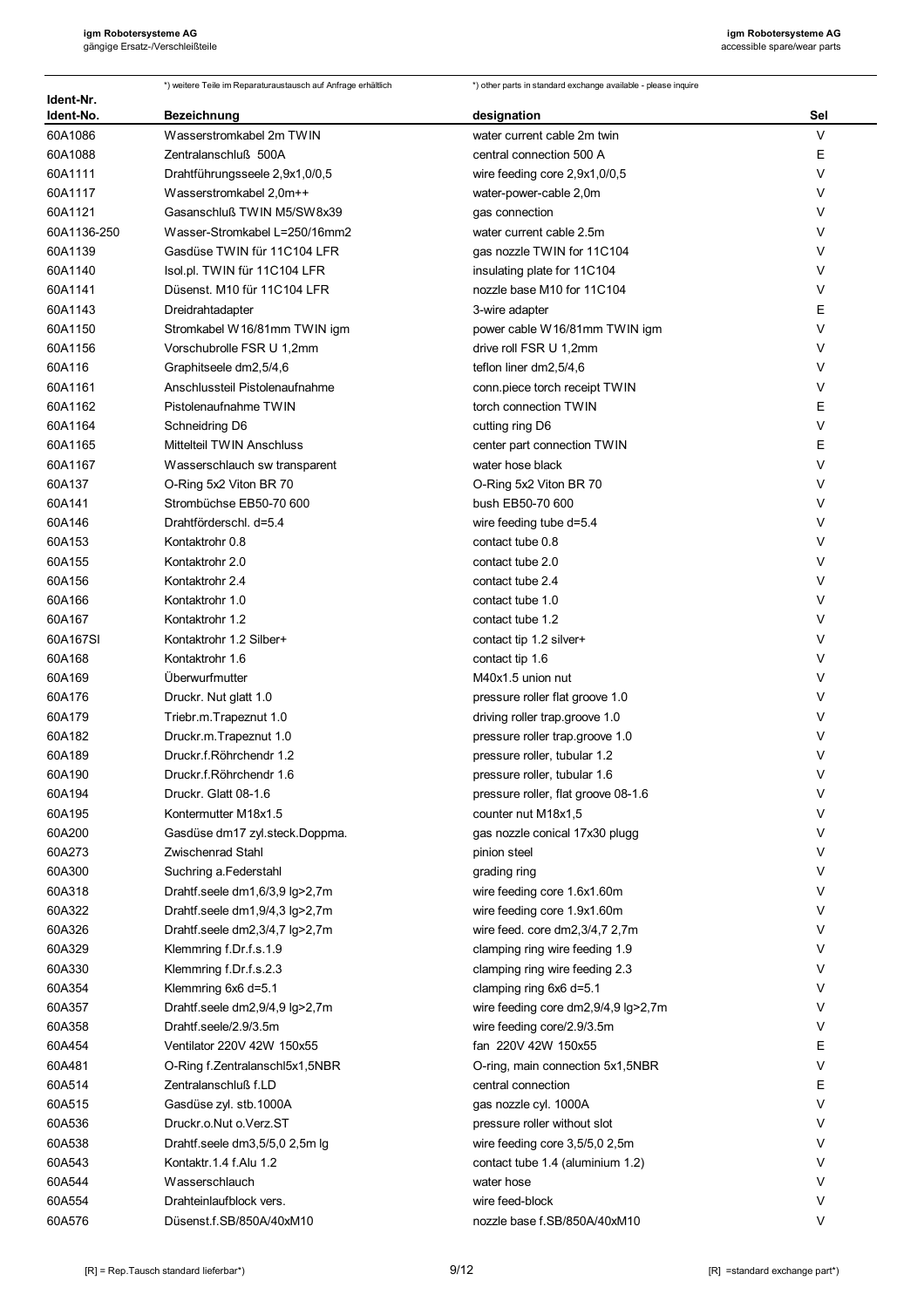*) weitere Teile im Reparaturaustausch auf Anfrage erhältlich

*) other parts in standard exchange available - please inquire

| Ident-Nr. Ident-No. | Bezeichnung | designation | Sel |
|---|---|---|---|
| 60A1086 | Wasserstromkabel 2m TWIN | water current cable 2m twin | V |
| 60A1088 | Zentralanschluß 500A | central connection 500 A | E |
| 60A1111 | Drahtführungsseele 2,9x1,0/0,5 | wire feeding core 2,9x1,0/0,5 | V |
| 60A1117 | Wasserstromkabel 2,0m++ | water-power-cable 2,0m | V |
| 60A1121 | Gasanschluß TWIN M5/SW8x39 | gas connection | V |
| 60A1136-250 | Wasser-Stromkabel L=250/16mm2 | water current cable 2.5m | V |
| 60A1139 | Gasdüse TWIN für 11C104 LFR | gas nozzle TWIN for 11C104 | V |
| 60A1140 | Isol.pl. TWIN für 11C104 LFR | insulating plate for 11C104 | V |
| 60A1141 | Düsenst. M10 für 11C104 LFR | nozzle base M10 for 11C104 | V |
| 60A1143 | Dreidrahtadapter | 3-wire adapter | E |
| 60A1150 | Stromkabel W16/81mm TWIN igm | power cable W16/81mm TWIN igm | V |
| 60A1156 | Vorschubrolle FSR U 1,2mm | drive roll FSR U 1,2mm | V |
| 60A116 | Graphitseele dm2,5/4,6 | teflon liner dm2,5/4,6 | V |
| 60A1161 | Anschlussteil Pistolenaufnahme | conn.piece torch receipt TWIN | V |
| 60A1162 | Pistolenaufnahme TWIN | torch connection TWIN | E |
| 60A1164 | Schneidring D6 | cutting ring D6 | V |
| 60A1165 | Mittelteil TWIN Anschluss | center part connection TWIN | E |
| 60A1167 | Wasserschlauch sw transparent | water hose black | V |
| 60A137 | O-Ring 5x2 Viton BR 70 | O-Ring 5x2 Viton BR 70 | V |
| 60A141 | Strombüchse EB50-70 600 | bush EB50-70 600 | V |
| 60A146 | Drahtförderschl. d=5.4 | wire feeding tube d=5.4 | V |
| 60A153 | Kontaktrohr 0.8 | contact tube 0.8 | V |
| 60A155 | Kontaktrohr 2.0 | contact tube 2.0 | V |
| 60A156 | Kontaktrohr 2.4 | contact tube 2.4 | V |
| 60A166 | Kontaktrohr 1.0 | contact tube 1.0 | V |
| 60A167 | Kontaktrohr 1.2 | contact tube 1.2 | V |
| 60A167SI | Kontaktrohr 1.2 Silber+ | contact tip 1.2 silver+ | V |
| 60A168 | Kontaktrohr 1.6 | contact tip 1.6 | V |
| 60A169 | Überwurfmutter | M40x1.5 union nut | V |
| 60A176 | Druckr. Nut glatt 1.0 | pressure roller flat groove 1.0 | V |
| 60A179 | Triebr.m.Trapeznut 1.0 | driving roller trap.groove 1.0 | V |
| 60A182 | Druckr.m.Trapeznut 1.0 | pressure roller trap.groove 1.0 | V |
| 60A189 | Druckr.f.Röhrchendr 1.2 | pressure roller, tubular 1.2 | V |
| 60A190 | Druckr.f.Röhrchendr 1.6 | pressure roller, tubular 1.6 | V |
| 60A194 | Druckr. Glatt 08-1.6 | pressure roller, flat groove 08-1.6 | V |
| 60A195 | Kontermutter M18x1.5 | counter nut M18x1,5 | V |
| 60A200 | Gasdüse dm17 zyl.steck.Doppma. | gas nozzle conical 17x30 plugg | V |
| 60A273 | Zwischenrad Stahl | pinion steel | V |
| 60A300 | Suchring a.Federstahl | grading ring | V |
| 60A318 | Drahtf.seele dm1,6/3,9 lg>2,7m | wire feeding core 1.6x1.60m | V |
| 60A322 | Drahtf.seele dm1,9/4,3 lg>2,7m | wire feeding core 1.9x1.60m | V |
| 60A326 | Drahtf.seele dm2,3/4,7 lg>2,7m | wire feed. core dm2,3/4,7 2,7m | V |
| 60A329 | Klemmring f.Dr.f.s.1.9 | clamping ring wire feeding 1.9 | V |
| 60A330 | Klemmring f.Dr.f.s.2.3 | clamping ring wire feeding 2.3 | V |
| 60A354 | Klemmring 6x6 d=5.1 | clamping ring 6x6 d=5.1 | V |
| 60A357 | Drahtf.seele dm2,9/4,9 lg>2,7m | wire feeding core dm2,9/4,9 lg>2,7m | V |
| 60A358 | Drahtf.seele/2.9/3.5m | wire feeding core/2.9/3.5m | V |
| 60A454 | Ventilator 220V 42W 150x55 | fan 220V 42W 150x55 | E |
| 60A481 | O-Ring f.Zentralanschl5x1,5NBR | O-ring, main connection 5x1,5NBR | V |
| 60A514 | Zentralanschluß f.LD | central connection | E |
| 60A515 | Gasdüse zyl. stb.1000A | gas nozzle cyl. 1000A | V |
| 60A536 | Druckr.o.Nut o.Verz.ST | pressure roller without slot | V |
| 60A538 | Drahtf.seele dm3,5/5,0 2,5m lg | wire feeding core 3,5/5,0 2,5m | V |
| 60A543 | Kontaktr.1.4 f.Alu 1.2 | contact tube 1.4 (aluminium 1.2) | V |
| 60A544 | Wasserschlauch | water hose | V |
| 60A554 | Drahteinlaufblock vers. | wire feed-block | V |
| 60A576 | Düsenst.f.SB/850A/40xM10 | nozzle base f.SB/850A/40xM10 | V |

[R] = Rep.Tausch standard lieferbar*)

[R] =standard exchange part*)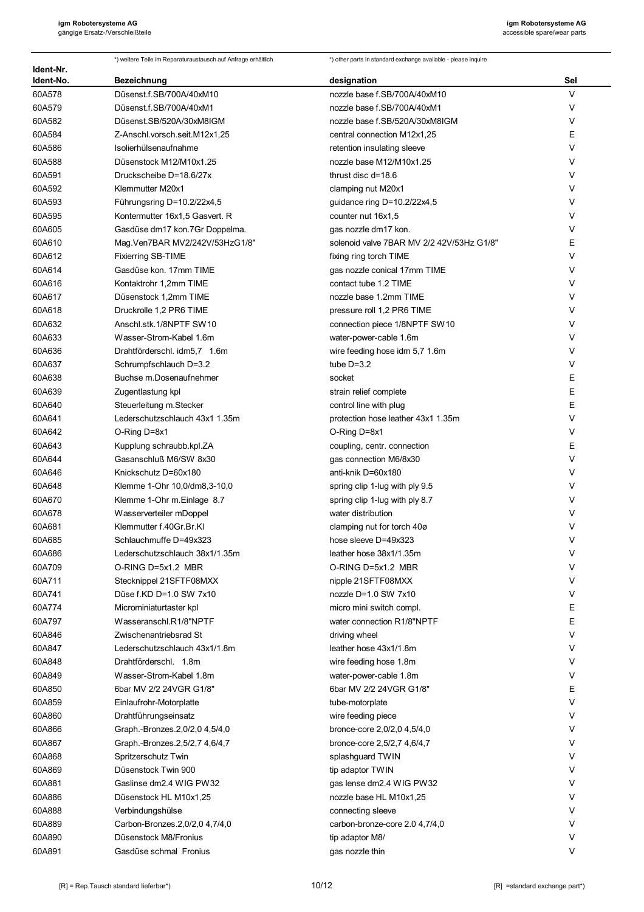*) weitere Teile im Reparaturaustausch auf Anfrage erhältlich

*) other parts in standard exchange available - please inquire

| Ident-Nr. Ident-No. | Bezeichnung | designation | Sel |
|---|---|---|---|
| 60A578 | Düsenst.f.SB/700A/40xM10 | nozzle base f.SB/700A/40xM10 | V |
| 60A579 | Düsenst.f.SB/700A/40xM1 | nozzle base f.SB/700A/40xM1 | V |
| 60A582 | Düsenst.SB/520A/30xM8IGM | nozzle base f.SB/520A/30xM8IGM | V |
| 60A584 | Z-Anschl.vorsch.seit.M12x1,25 | central connection M12x1,25 | E |
| 60A586 | Isolierhülsenaufnahme | retention insulating sleeve | V |
| 60A588 | Düsenstock M12/M10x1.25 | nozzle base M12/M10x1.25 | V |
| 60A591 | Druckscheibe D=18.6/27x | thrust disc d=18.6 | V |
| 60A592 | Klemmutter M20x1 | clamping nut M20x1 | V |
| 60A593 | Führungsring D=10.2/22x4,5 | guidance ring D=10.2/22x4,5 | V |
| 60A595 | Kontermutter 16x1,5 Gasvert. R | counter nut 16x1,5 | V |
| 60A605 | Gasdüse dm17 kon.7Gr Doppelma. | gas nozzle dm17 kon. | V |
| 60A610 | Mag.Ven7BAR MV2/242V/53HzG1/8" | solenoid valve 7BAR MV 2/2 42V/53Hz G1/8" | E |
| 60A612 | Fixierring SB-TIME | fixing ring torch TIME | V |
| 60A614 | Gasdüse kon. 17mm TIME | gas nozzle conical 17mm TIME | V |
| 60A616 | Kontaktrohr 1,2mm TIME | contact tube 1.2 TIME | V |
| 60A617 | Düsenstock 1,2mm TIME | nozzle base 1.2mm TIME | V |
| 60A618 | Druckrolle 1,2 PR6 TIME | pressure roll 1,2 PR6 TIME | V |
| 60A632 | Anschl.stk.1/8NPTF SW10 | connection piece 1/8NPTF SW10 | V |
| 60A633 | Wasser-Strom-Kabel 1.6m | water-power-cable 1.6m | V |
| 60A636 | Drahtförderschl. idm5,7 1.6m | wire feeding hose idm 5,7 1.6m | V |
| 60A637 | Schrumpfschlauch D=3.2 | tube D=3.2 | V |
| 60A638 | Buchse m.Dosenaufnehmer | socket | E |
| 60A639 | Zugentlastung kpl | strain relief complete | E |
| 60A640 | Steuerleitung m.Stecker | control line with plug | E |
| 60A641 | Lederschutzschlauch 43x1 1.35m | protection hose leather 43x1 1.35m | V |
| 60A642 | O-Ring D=8x1 | O-Ring D=8x1 | V |
| 60A643 | Kupplung schraubb.kpl.ZA | coupling, centr. connection | E |
| 60A644 | Gasanschluß M6/SW 8x30 | gas connection M6/8x30 | V |
| 60A646 | Knickschutz D=60x180 | anti-knik D=60x180 | V |
| 60A648 | Klemme 1-Ohr 10,0/dm8,3-10,0 | spring clip 1-lug with ply 9.5 | V |
| 60A670 | Klemme 1-Ohr m.Einlage 8.7 | spring clip 1-lug with ply 8.7 | V |
| 60A678 | Wasserverteiler mDoppel | water distribution | V |
| 60A681 | Klemmutter f.40Gr.Br.Kl | clamping nut for torch 40ø | V |
| 60A685 | Schlauchmuffe D=49x323 | hose sleeve D=49x323 | V |
| 60A686 | Lederschutzschlauch 38x1/1.35m | leather hose 38x1/1.35m | V |
| 60A709 | O-RING D=5x1.2 MBR | O-RING D=5x1.2 MBR | V |
| 60A711 | Stecknippel 21SFTF08MXX | nipple 21SFTF08MXX | V |
| 60A741 | Düse f.KD D=1.0 SW 7x10 | nozzle D=1.0 SW 7x10 | V |
| 60A774 | Microminiaturtaster kpl | micro mini switch compl. | E |
| 60A797 | Wasseranschl.R1/8"NPTF | water connection R1/8"NPTF | E |
| 60A846 | Zwischenantriebsrad St | driving wheel | V |
| 60A847 | Lederschutzschlauch 43x1/1.8m | leather hose 43x1/1.8m | V |
| 60A848 | Drahtförderschl. 1.8m | wire feeding hose 1.8m | V |
| 60A849 | Wasser-Strom-Kabel 1.8m | water-power-cable 1.8m | V |
| 60A850 | 6bar MV 2/2 24VGR G1/8" | 6bar MV 2/2 24VGR G1/8" | E |
| 60A859 | Einlaufrohr-Motorplatte | tube-motorplate | V |
| 60A860 | Drahtführungseinsatz | wire feeding piece | V |
| 60A866 | Graph.-Bronzes.2,0/2,0 4,5/4,0 | bronce-core 2,0/2,0 4,5/4,0 | V |
| 60A867 | Graph.-Bronzes.2,5/2,7 4,6/4,7 | bronce-core 2,5/2,7 4,6/4,7 | V |
| 60A868 | Spritzerschutz Twin | splashguard TWIN | V |
| 60A869 | Düsenstock Twin 900 | tip adaptor TWIN | V |
| 60A881 | Gaslinse dm2.4 WIG PW32 | gas lense dm2.4 WIG PW32 | V |
| 60A886 | Düsenstock HL M10x1,25 | nozzle base HL M10x1,25 | V |
| 60A888 | Verbindungshülse | connecting sleeve | V |
| 60A889 | Carbon-Bronzes.2,0/2,0 4,7/4,0 | carbon-bronze-core 2.0 4,7/4,0 | V |
| 60A890 | Düsenstock M8/Fronius | tip adaptor M8/ | V |
| 60A891 | Gasdüse schmal Fronius | gas nozzle thin | V |

[R] = Rep.Tausch standard lieferbar*)

[R] =standard exchange part*)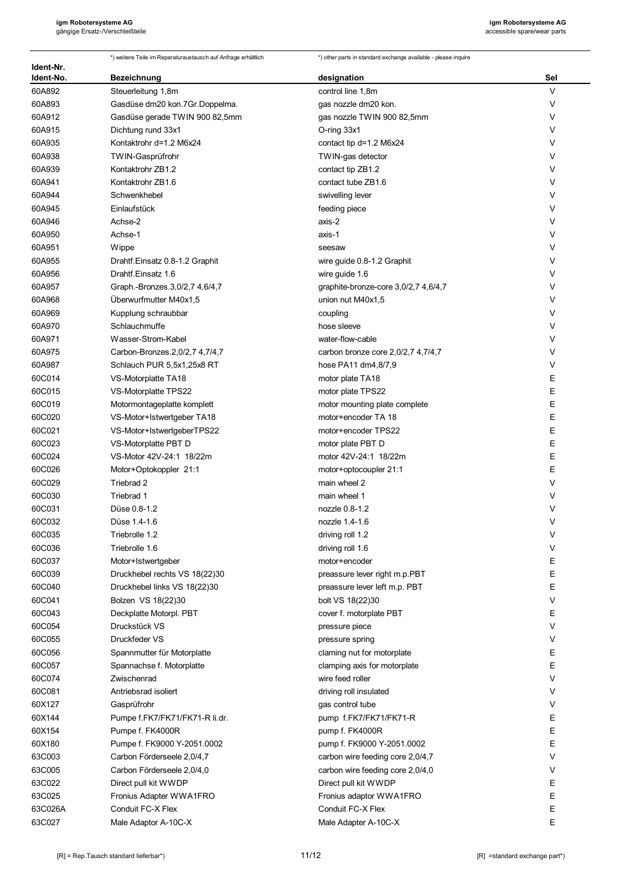*) weitere Teile im Reparaturaustausch auf Anfrage erhältlich

*) other parts in standard exchange available - please inquire

| Ident-Nr. Ident-No. | Bezeichnung | designation | Sel |
|---|---|---|---|
| 60A892 | Steuerleitung 1,8m | control line 1,8m | V |
| 60A893 | Gasdüse dm20 kon.7Gr.Doppelma. | gas nozzle dm20 kon. | V |
| 60A912 | Gasdüse gerade TWIN 900 82,5mm | gas nozzle TWIN 900 82,5mm | V |
| 60A915 | Dichtung rund 33x1 | O-ring 33x1 | V |
| 60A935 | Kontaktrohr d=1.2 M6x24 | contact tip d=1.2 M6x24 | V |
| 60A938 | TWIN-Gasprüfrohr | TWIN-gas detector | V |
| 60A939 | Kontaktrohr ZB1.2 | contact tip ZB1.2 | V |
| 60A941 | Kontaktrohr ZB1.6 | contact tube ZB1.6 | V |
| 60A944 | Schwenkhebel | swivelling lever | V |
| 60A945 | Einlaufstück | feeding piece | V |
| 60A946 | Achse-2 | axis-2 | V |
| 60A950 | Achse-1 | axis-1 | V |
| 60A951 | Wippe | seesaw | V |
| 60A955 | Drahtf.Einsatz 0.8-1.2 Graphit | wire guide 0.8-1.2 Graphit | V |
| 60A956 | Drahtf.Einsatz 1.6 | wire guide 1.6 | V |
| 60A957 | Graph.-Bronzes.3,0/2,7 4,6/4,7 | graphite-bronze-core 3,0/2,7 4,6/4,7 | V |
| 60A968 | Überwurfmutter M40x1,5 | union nut M40x1,5 | V |
| 60A969 | Kupplung schraubbar | coupling | V |
| 60A970 | Schlauchmuffe | hose sleeve | V |
| 60A971 | Wasser-Strom-Kabel | water-flow-cable | V |
| 60A975 | Carbon-Bronzes.2,0/2,7 4,7/4,7 | carbon bronze core 2,0/2,7 4,7/4,7 | V |
| 60A987 | Schlauch PUR 5,5x1,25x8 RT | hose PA11 dm4,8/7,9 | V |
| 60C014 | VS-Motorplatte TA18 | motor plate TA18 | E |
| 60C015 | VS-Motorplatte TPS22 | motor plate TPS22 | E |
| 60C019 | Motormontageplatte komplett | motor mounting plate complete | E |
| 60C020 | VS-Motor+Istwertgeber TA18 | motor+encoder TA 18 | E |
| 60C021 | VS-Motor+IstwertgeberTPS22 | motor+encoder TPS22 | E |
| 60C023 | VS-Motorplatte PBT D | motor plate PBT D | E |
| 60C024 | VS-Motor 42V-24:1 18/22m | motor 42V-24:1 18/22m | E |
| 60C026 | Motor+Optokoppler 21:1 | motor+optocoupler 21:1 | E |
| 60C029 | Triebrad 2 | main wheel 2 | V |
| 60C030 | Triebrad 1 | main wheel 1 | V |
| 60C031 | Düse 0.8-1.2 | nozzle 0.8-1.2 | V |
| 60C032 | Düse 1.4-1.6 | nozzle 1.4-1.6 | V |
| 60C035 | Triebrolle 1.2 | driving roll 1.2 | V |
| 60C036 | Triebrolle 1.6 | driving roll 1.6 | V |
| 60C037 | Motor+Istwertgeber | motor+encoder | E |
| 60C039 | Druckhebel rechts VS 18(22)30 | preassure lever right m.p.PBT | E |
| 60C040 | Druckhebel links VS 18(22)30 | preassure lever left m.p. PBT | E |
| 60C041 | Bolzen VS 18(22)30 | bolt VS 18(22)30 | V |
| 60C043 | Deckplatte Motorpl. PBT | cover f. motorplate PBT | E |
| 60C054 | Druckstück VS | pressure piece | V |
| 60C055 | Druckfeder VS | pressure spring | V |
| 60C056 | Spannmutter für Motorplatte | claming nut for motorplate | E |
| 60C057 | Spannachse f. Motorplatte | clamping axis for motorplate | E |
| 60C074 | Zwischenrad | wire feed roller | V |
| 60C081 | Antriebsrad isoliert | driving roll insulated | V |
| 60X127 | Gasprüfrohr | gas control tube | V |
| 60X144 | Pumpe f.FK7/FK71/FK71-R li.dr. | pump f.FK7/FK71/FK71-R | E |
| 60X154 | Pumpe f. FK4000R | pump f. FK4000R | E |
| 60X180 | Pumpe f. FK9000 Y-2051.0002 | pump f. FK9000 Y-2051.0002 | E |
| 63C003 | Carbon Förderseele 2,0/4,7 | carbon wire feeding core 2,0/4,7 | V |
| 63C005 | Carbon Förderseele 2,0/4,0 | carbon wire feeding core 2,0/4,0 | V |
| 63C022 | Direct pull kit WWDP | Direct pull kit WWDP | E |
| 63C025 | Fronius Adapter WWA1FRO | Fronius adaptor WWA1FRO | E |
| 63C026A | Conduit FC-X Flex | Conduit FC-X Flex | E |
| 63C027 | Male Adaptor A-10C-X | Male Adapter A-10C-X | E |

[R] = Rep.Tausch standard lieferbar*)

[R] =standard exchange part*)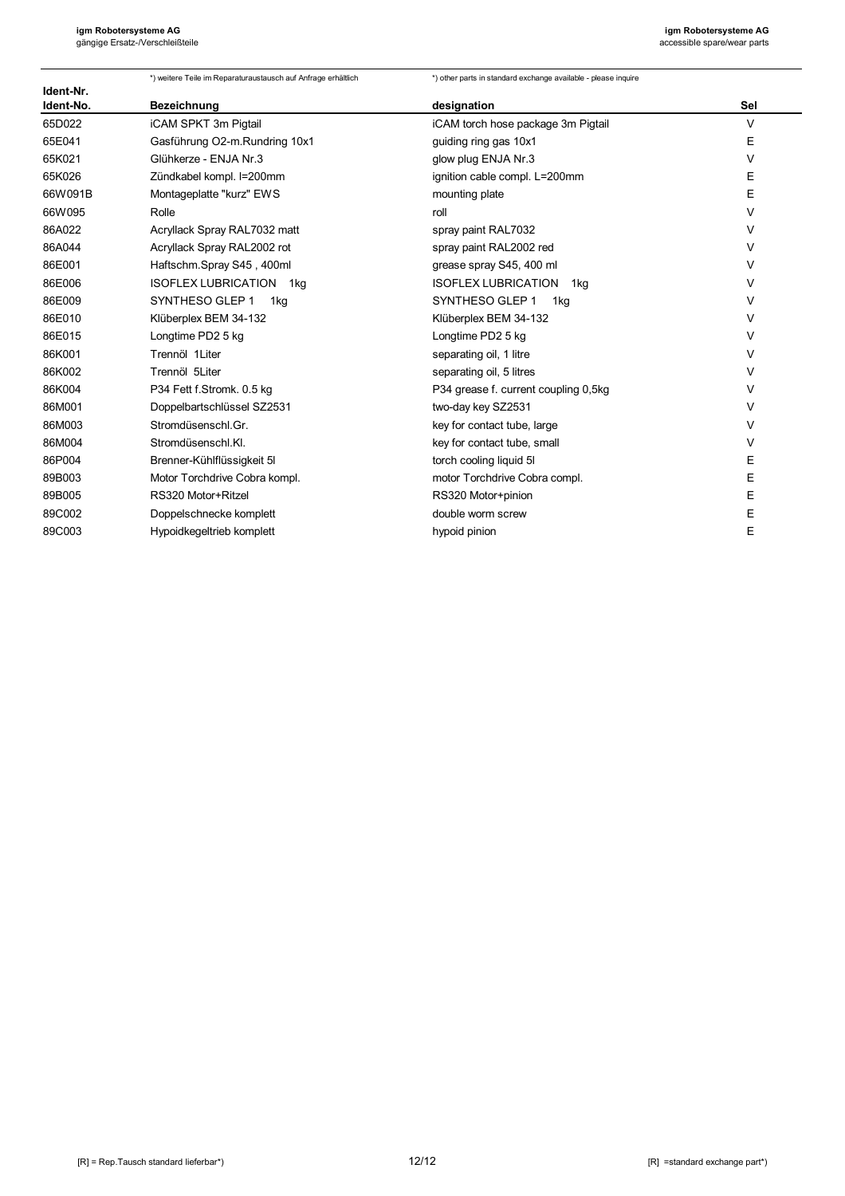*) weitere Teile im Reparaturaustausch auf Anfrage erhältlich

*) other parts in standard exchange available - please inquire

| Ident-Nr. Ident-No. | Bezeichnung | designation | Sel |
|---|---|---|---|
| 65D022 | iCAM SPKT 3m Pigtail | iCAM torch hose package 3m Pigtail | V |
| 65E041 | Gasführung O2-m.Rundring 10x1 | guiding ring gas 10x1 | E |
| 65K021 | Glühkerze - ENJA Nr.3 | glow plug ENJA Nr.3 | V |
| 65K026 | Zündkabel kompl. l=200mm | ignition cable compl. L=200mm | E |
| 66W091B | Montageplatte "kurz" EWS | mounting plate | E |
| 66W095 | Rolle | roll | V |
| 86A022 | Acryllack Spray RAL7032 matt | spray paint RAL7032 | V |
| 86A044 | Acryllack Spray RAL2002 rot | spray paint RAL2002 red | V |
| 86E001 | Haftschm.Spray S45 , 400ml | grease spray S45, 400 ml | V |
| 86E006 | ISOFLEX LUBRICATION 1kg | ISOFLEX LUBRICATION 1kg | V |
| 86E009 | SYNTHESO GLEP 1 1kg | SYNTHESO GLEP 1 1kg | V |
| 86E010 | Klüberplex BEM 34-132 | Klüberplex BEM 34-132 | V |
| 86E015 | Longtime PD2 5 kg | Longtime PD2 5 kg | V |
| 86K001 | Trennöl 1Liter | separating oil, 1 litre | V |
| 86K002 | Trennöl 5Liter | separating oil, 5 litres | V |
| 86K004 | P34 Fett f.Stromk. 0.5 kg | P34 grease f. current coupling 0,5kg | V |
| 86M001 | Doppelbartschlüssel SZ2531 | two-day key SZ2531 | V |
| 86M003 | Stromdüsenschl.Gr. | key for contact tube, large | V |
| 86M004 | Stromdüsenschl.Kl. | key for contact tube, small | V |
| 86P004 | Brenner-Kühlflüssigkeit 5l | torch cooling liquid 5l | E |
| 89B003 | Motor Torchdrive Cobra kompl. | motor Torchdrive Cobra compl. | E |
| 89B005 | RS320 Motor+Ritzel | RS320 Motor+pinion | E |
| 89C002 | Doppelschnecke komplett | double worm screw | E |
| 89C003 | Hypoidkegeltrieb komplett | hypoid pinion | E |

[R] = Rep.Tausch standard lieferbar*)

[R] =standard exchange part*)